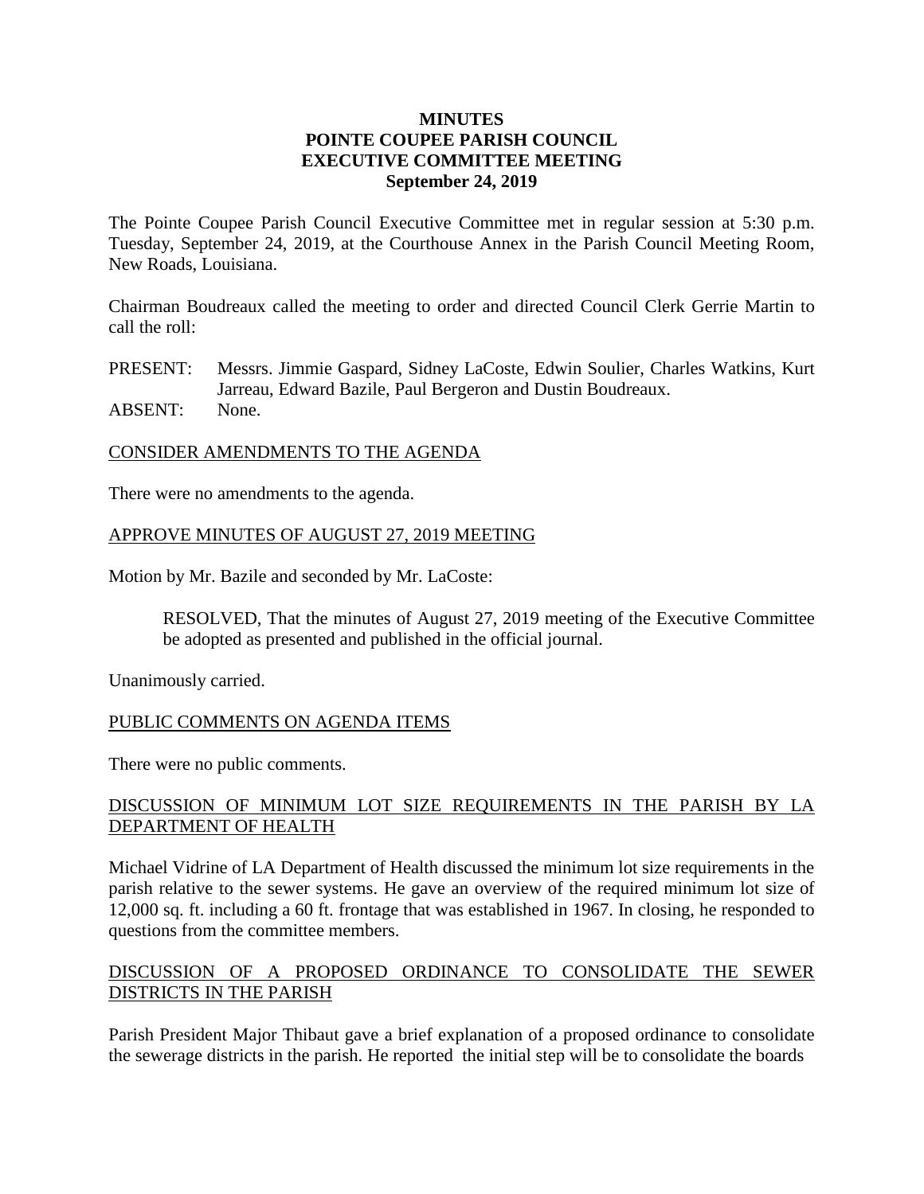**MINUTES**
**POINTE COUPEE PARISH COUNCIL**
**EXECUTIVE COMMITTEE MEETING**
**September 24, 2019**

The Pointe Coupee Parish Council Executive Committee met in regular session at 5:30 p.m. Tuesday, September 24, 2019, at the Courthouse Annex in the Parish Council Meeting Room, New Roads, Louisiana.

Chairman Boudreaux called the meeting to order and directed Council Clerk Gerrie Martin to call the roll:

PRESENT: Messrs. Jimmie Gaspard, Sidney LaCoste, Edwin Soulier, Charles Watkins, Kurt Jarreau, Edward Bazile, Paul Bergeron and Dustin Boudreaux.
ABSENT: None.

CONSIDER AMENDMENTS TO THE AGENDA

There were no amendments to the agenda.

APPROVE MINUTES OF AUGUST 27, 2019 MEETING

Motion by Mr. Bazile and seconded by Mr. LaCoste:

> RESOLVED, That the minutes of August 27, 2019 meeting of the Executive Committee be adopted as presented and published in the official journal.

Unanimously carried.

PUBLIC COMMENTS ON AGENDA ITEMS

There were no public comments.

DISCUSSION OF MINIMUM LOT SIZE REQUIREMENTS IN THE PARISH BY LA DEPARTMENT OF HEALTH

Michael Vidrine of LA Department of Health discussed the minimum lot size requirements in the parish relative to the sewer systems. He gave an overview of the required minimum lot size of 12,000 sq. ft. including a 60 ft. frontage that was established in 1967. In closing, he responded to questions from the committee members.

DISCUSSION OF A PROPOSED ORDINANCE TO CONSOLIDATE THE SEWER DISTRICTS IN THE PARISH

Parish President Major Thibaut gave a brief explanation of a proposed ordinance to consolidate the sewerage districts in the parish. He reported the initial step will be to consolidate the boards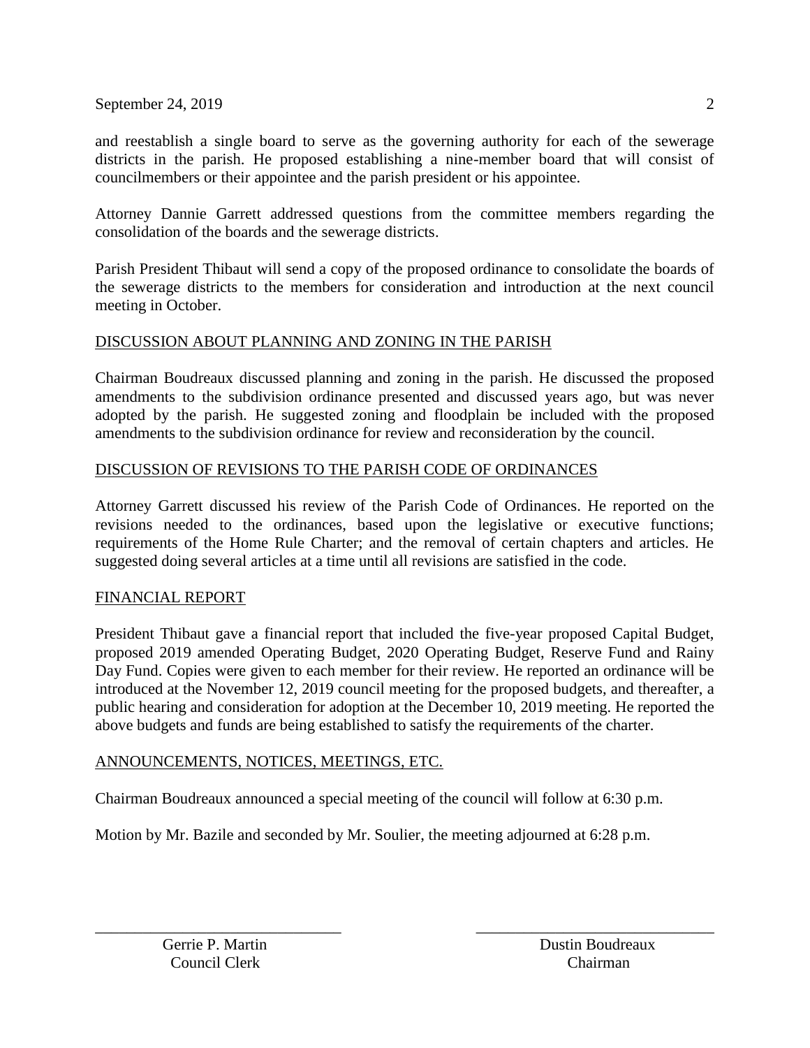and reestablish a single board to serve as the governing authority for each of the sewerage districts in the parish. He proposed establishing a nine-member board that will consist of councilmembers or their appointee and the parish president or his appointee.

Attorney Dannie Garrett addressed questions from the committee members regarding the consolidation of the boards and the sewerage districts.

Parish President Thibaut will send a copy of the proposed ordinance to consolidate the boards of the sewerage districts to the members for consideration and introduction at the next council meeting in October.

## DISCUSSION ABOUT PLANNING AND ZONING IN THE PARISH

Chairman Boudreaux discussed planning and zoning in the parish. He discussed the proposed amendments to the subdivision ordinance presented and discussed years ago, but was never adopted by the parish. He suggested zoning and floodplain be included with the proposed amendments to the subdivision ordinance for review and reconsideration by the council.

## DISCUSSION OF REVISIONS TO THE PARISH CODE OF ORDINANCES

Attorney Garrett discussed his review of the Parish Code of Ordinances. He reported on the revisions needed to the ordinances, based upon the legislative or executive functions; requirements of the Home Rule Charter; and the removal of certain chapters and articles. He suggested doing several articles at a time until all revisions are satisfied in the code.

## FINANCIAL REPORT

President Thibaut gave a financial report that included the five-year proposed Capital Budget, proposed 2019 amended Operating Budget, 2020 Operating Budget, Reserve Fund and Rainy Day Fund. Copies were given to each member for their review. He reported an ordinance will be introduced at the November 12, 2019 council meeting for the proposed budgets, and thereafter, a public hearing and consideration for adoption at the December 10, 2019 meeting. He reported the above budgets and funds are being established to satisfy the requirements of the charter.

## ANNOUNCEMENTS, NOTICES, MEETINGS, ETC.

Chairman Boudreaux announced a special meeting of the council will follow at 6:30 p.m.

Motion by Mr. Bazile and seconded by Mr. Soulier, the meeting adjourned at 6:28 p.m.

| | |
|---|---|
| \_\_\_\_\_\_\_\_\_\_\_\_\_\_\_\_\_\_\_\_\_\_\_\_\_\_\_\_\_\_ | \_\_\_\_\_\_\_\_\_\_\_\_\_\_\_\_\_\_\_\_\_\_\_\_\_\_\_\_\_\_ |
| Gerrie P. Martin | Dustin Boudreaux |
| Council Clerk | Chairman |